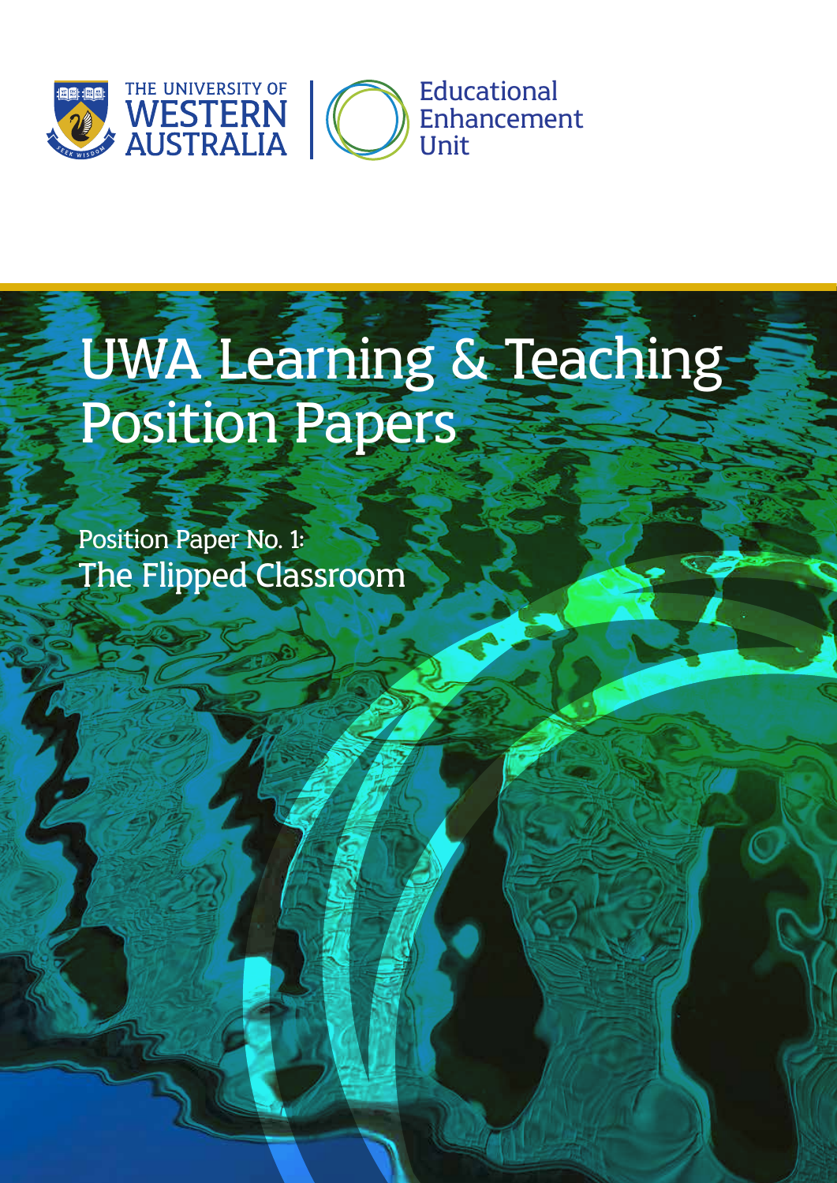THE UNIVERSITY OF WESTERN AUSTRALIA

Educational Enhancement Unit

# UWA Learning & Teaching Position Papers

## Position Paper No. 1: The Flipped Classroom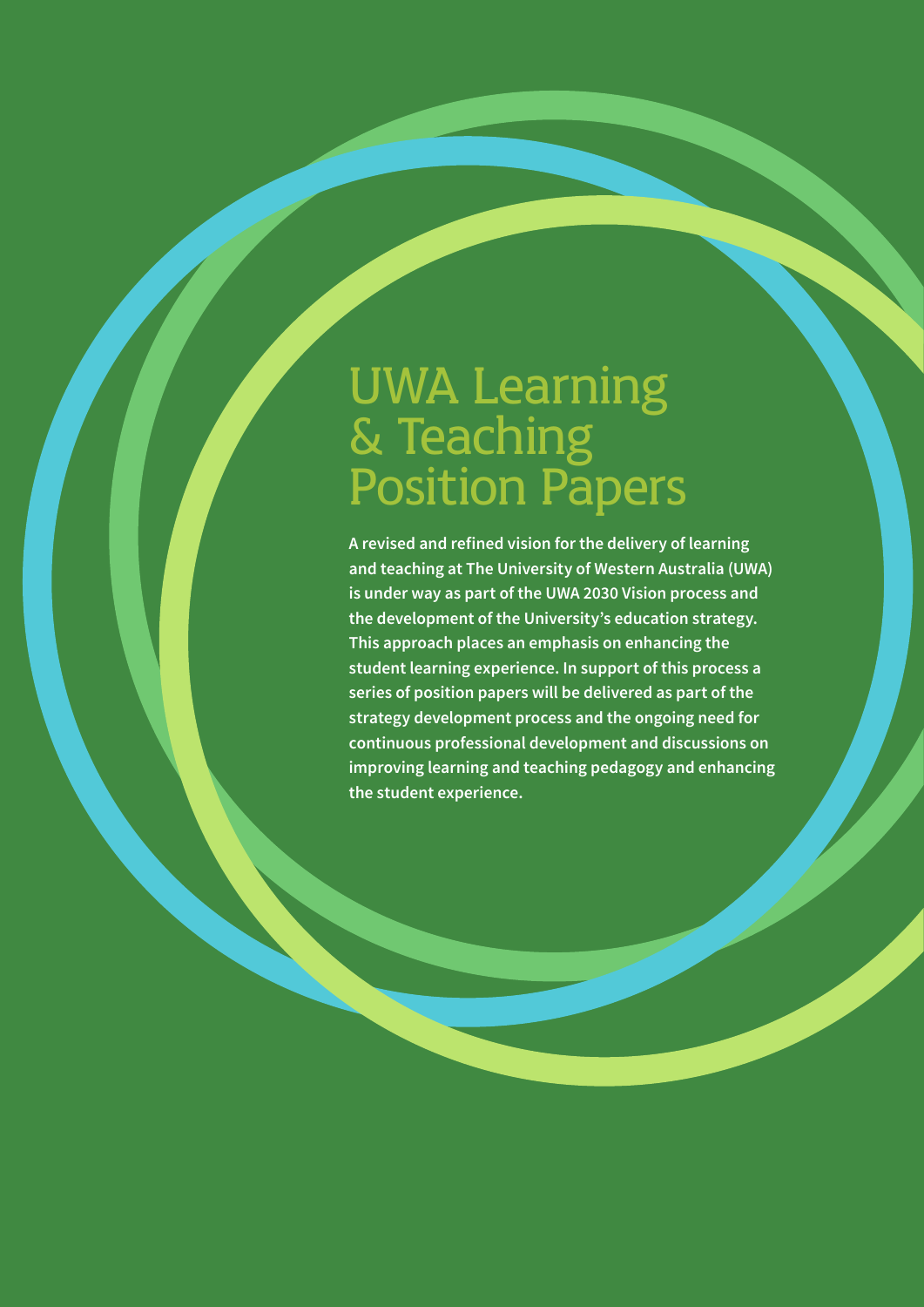# UWA Learning & Teaching Position Papers

**A revised and refined vision for the delivery of learning and teaching at The University of Western Australia (UWA) is under way as part of the UWA 2030 Vision process and the development of the University's education strategy. This approach places an emphasis on enhancing the student learning experience. In support of this process a series of position papers will be delivered as part of the strategy development process and the ongoing need for continuous professional development and discussions on improving learning and teaching pedagogy and enhancing the student experience.**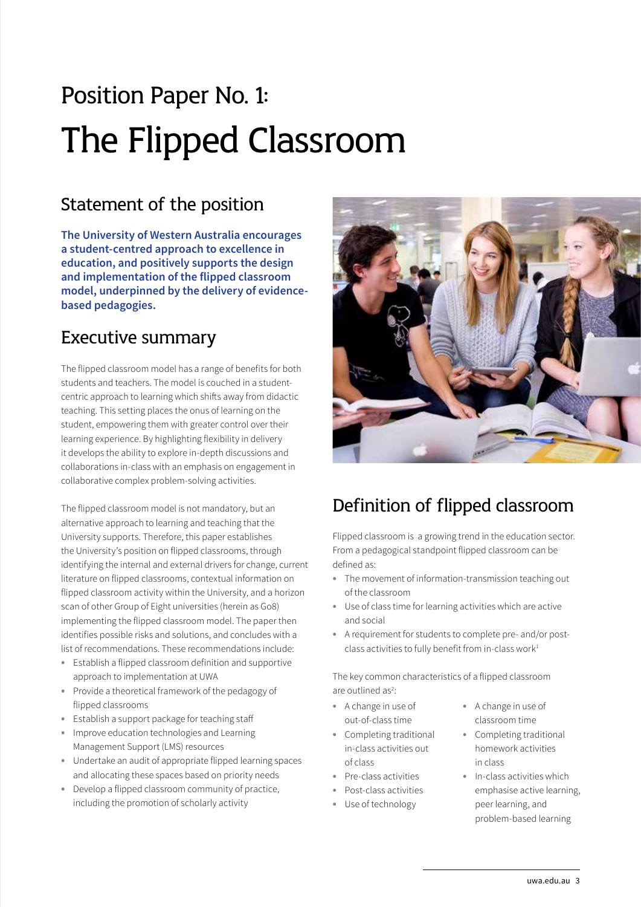Position Paper No. 1:

# The Flipped Classroom

## Statement of the position

**The University of Western Australia encourages a student-centred approach to excellence in education, and positively supports the design and implementation of the flipped classroom model, underpinned by the delivery of evidence-based pedagogies.**

## Executive summary

The flipped classroom model has a range of benefits for both students and teachers. The model is couched in a student-centric approach to learning which shifts away from didactic teaching. This setting places the onus of learning on the student, empowering them with greater control over their learning experience. By highlighting flexibility in delivery it develops the ability to explore in-depth discussions and collaborations in-class with an emphasis on engagement in collaborative complex problem-solving activities.

The flipped classroom model is not mandatory, but an alternative approach to learning and teaching that the University supports. Therefore, this paper establishes the University's position on flipped classrooms, through identifying the internal and external drivers for change, current literature on flipped classrooms, contextual information on flipped classroom activity within the University, and a horizon scan of other Group of Eight universities (herein as Go8) implementing the flipped classroom model. The paper then identifies possible risks and solutions, and concludes with a list of recommendations. These recommendations include:

- Establish a flipped classroom definition and supportive approach to implementation at UWA
- Provide a theoretical framework of the pedagogy of flipped classrooms
- Establish a support package for teaching staff
- Improve education technologies and Learning Management Support (LMS) resources
- Undertake an audit of appropriate flipped learning spaces and allocating these spaces based on priority needs
- Develop a flipped classroom community of practice, including the promotion of scholarly activity

## Definition of flipped classroom

Flipped classroom is a growing trend in the education sector. From a pedagogical standpoint flipped classroom can be defined as:

- The movement of information-transmission teaching out of the classroom
- Use of class time for learning activities which are active and social
- A requirement for students to complete pre- and/or post-class activities to fully benefit from in-class work[1]

The key common characteristics of a flipped classroom are outlined as[2]:

- A change in use of out-of-class time
- Completing traditional in-class activities out of class
- Pre-class activities
- Post-class activities
- Use of technology
- A change in use of classroom time
- Completing traditional homework activities in class
- In-class activities which emphasise active learning, peer learning, and problem-based learning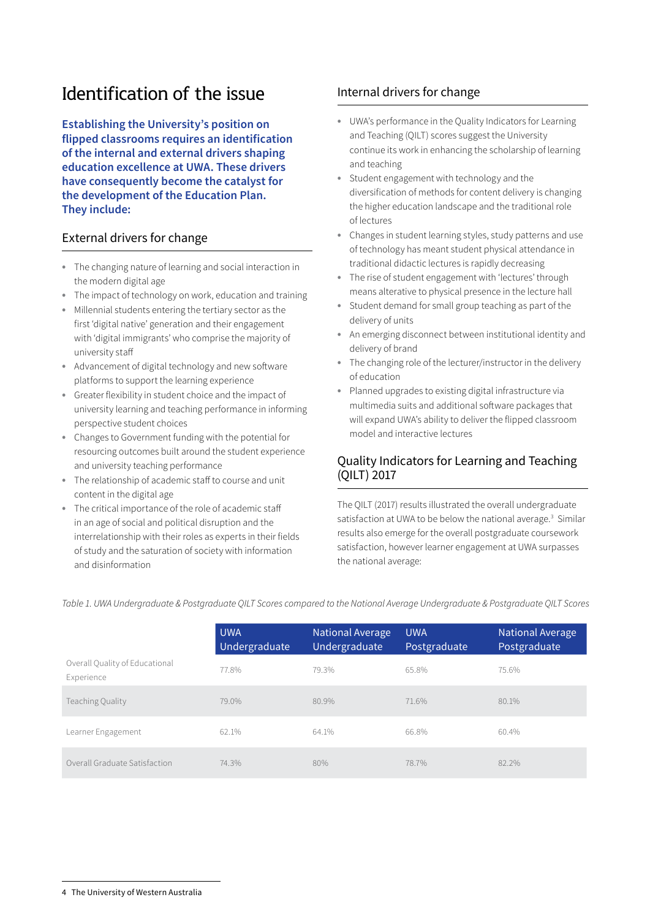# Identification of the issue

**Establishing the University's position on flipped classrooms requires an identification of the internal and external drivers shaping education excellence at UWA. These drivers have consequently become the catalyst for the development of the Education Plan. They include:**

## External drivers for change

- The changing nature of learning and social interaction in the modern digital age
- The impact of technology on work, education and training
- Millennial students entering the tertiary sector as the first 'digital native' generation and their engagement with 'digital immigrants' who comprise the majority of university staff
- Advancement of digital technology and new software platforms to support the learning experience
- Greater flexibility in student choice and the impact of university learning and teaching performance in informing perspective student choices
- Changes to Government funding with the potential for resourcing outcomes built around the student experience and university teaching performance
- The relationship of academic staff to course and unit content in the digital age
- The critical importance of the role of academic staff in an age of social and political disruption and the interrelationship with their roles as experts in their fields of study and the saturation of society with information and disinformation

## Internal drivers for change

- UWA's performance in the Quality Indicators for Learning and Teaching (QILT) scores suggest the University continue its work in enhancing the scholarship of learning and teaching
- Student engagement with technology and the diversification of methods for content delivery is changing the higher education landscape and the traditional role of lectures
- Changes in student learning styles, study patterns and use of technology has meant student physical attendance in traditional didactic lectures is rapidly decreasing
- The rise of student engagement with 'lectures' through means alterative to physical presence in the lecture hall
- Student demand for small group teaching as part of the delivery of units
- An emerging disconnect between institutional identity and delivery of brand
- The changing role of the lecturer/instructor in the delivery of education
- Planned upgrades to existing digital infrastructure via multimedia suits and additional software packages that will expand UWA's ability to deliver the flipped classroom model and interactive lectures

## Quality Indicators for Learning and Teaching (QILT) 2017

The QILT (2017) results illustrated the overall undergraduate satisfaction at UWA to be below the national average.[3] Similar results also emerge for the overall postgraduate coursework satisfaction, however learner engagement at UWA surpasses the national average:

*Table 1. UWA Undergraduate & Postgraduate QILT Scores compared to the National Average Undergraduate & Postgraduate QILT Scores*

| | UWA Undergraduate | National Average Undergraduate | UWA Postgraduate | National Average Postgraduate |
|---|---|---|---|---|
| Overall Quality of Educational Experience | 77.8% | 79.3% | 65.8% | 75.6% |
| Teaching Quality | 79.0% | 80.9% | 71.6% | 80.1% |
| Learner Engagement | 62.1% | 64.1% | 66.8% | 60.4% |
| Overall Graduate Satisfaction | 74.3% | 80% | 78.7% | 82.2% |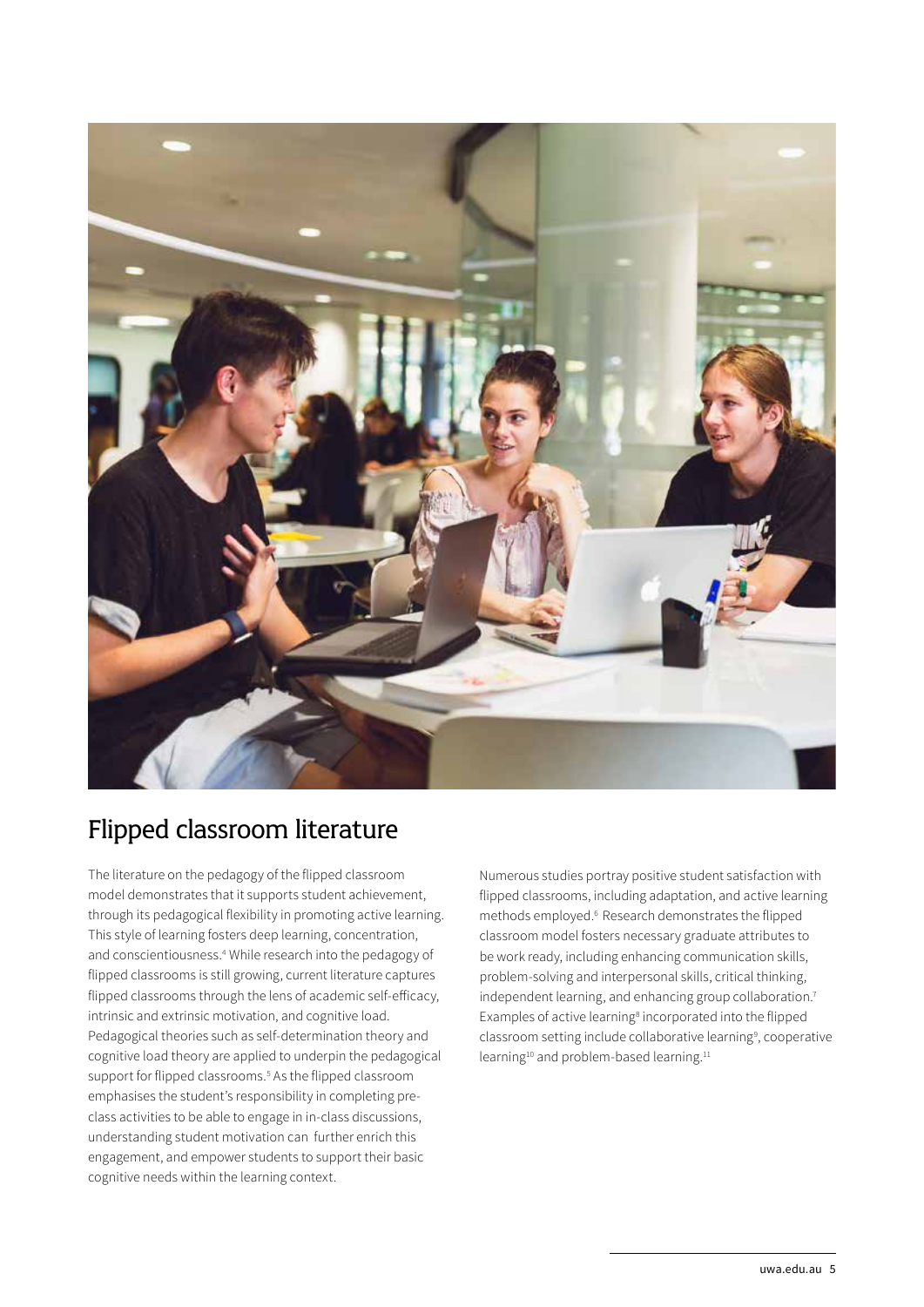## Flipped classroom literature

The literature on the pedagogy of the flipped classroom model demonstrates that it supports student achievement, through its pedagogical flexibility in promoting active learning. This style of learning fosters deep learning, concentration, and conscientiousness.[4] While research into the pedagogy of flipped classrooms is still growing, current literature captures flipped classrooms through the lens of academic self-efficacy, intrinsic and extrinsic motivation, and cognitive load. Pedagogical theories such as self-determination theory and cognitive load theory are applied to underpin the pedagogical support for flipped classrooms.[5] As the flipped classroom emphasises the student's responsibility in completing pre-class activities to be able to engage in in-class discussions, understanding student motivation can further enrich this engagement, and empower students to support their basic cognitive needs within the learning context.

Numerous studies portray positive student satisfaction with flipped classrooms, including adaptation, and active learning methods employed.[6] Research demonstrates the flipped classroom model fosters necessary graduate attributes to be work ready, including enhancing communication skills, problem-solving and interpersonal skills, critical thinking, independent learning, and enhancing group collaboration.[7] Examples of active learning[8] incorporated into the flipped classroom setting include collaborative learning[9], cooperative learning[10] and problem-based learning.[11]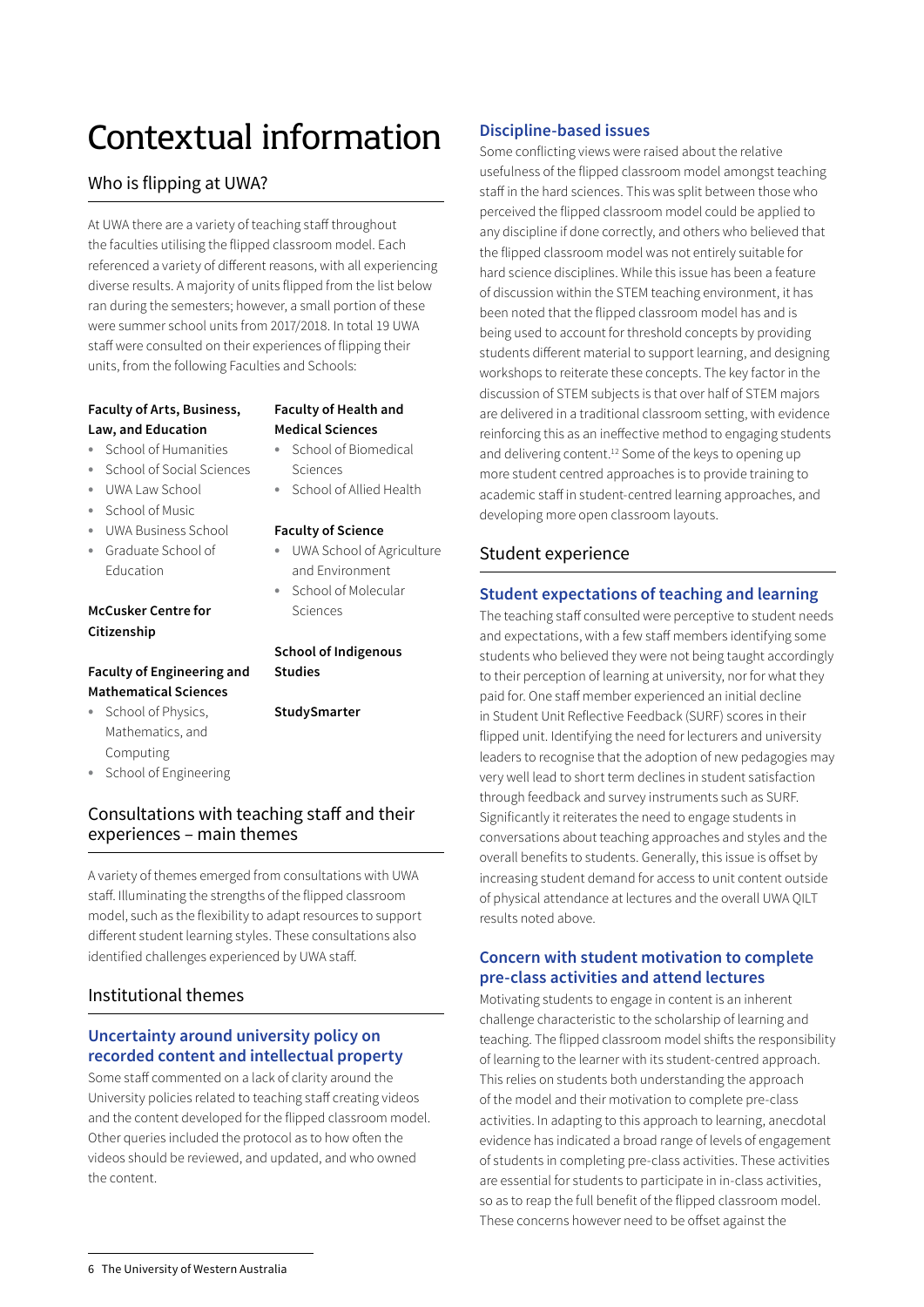# Contextual information

## Who is flipping at UWA?

At UWA there are a variety of teaching staff throughout the faculties utilising the flipped classroom model. Each referenced a variety of different reasons, with all experiencing diverse results. A majority of units flipped from the list below ran during the semesters; however, a small portion of these were summer school units from 2017/2018. In total 19 UWA staff were consulted on their experiences of flipping their units, from the following Faculties and Schools:

**Faculty of Arts, Business, Law, and Education**

- School of Humanities
- School of Social Sciences
- UWA Law School
- School of Music
- UWA Business School
- Graduate School of Education

**McCusker Centre for Citizenship**

**Faculty of Engineering and Mathematical Sciences**

- School of Physics, Mathematics, and Computing
- School of Engineering

**Faculty of Health and Medical Sciences**

- School of Biomedical Sciences
- School of Allied Health

**Faculty of Science**

- UWA School of Agriculture and Environment
- School of Molecular Sciences

**School of Indigenous Studies**

**StudySmarter**

## Consultations with teaching staff and their experiences – main themes

A variety of themes emerged from consultations with UWA staff. Illuminating the strengths of the flipped classroom model, such as the flexibility to adapt resources to support different student learning styles. These consultations also identified challenges experienced by UWA staff.

## Institutional themes

### Uncertainty around university policy on recorded content and intellectual property

Some staff commented on a lack of clarity around the University policies related to teaching staff creating videos and the content developed for the flipped classroom model. Other queries included the protocol as to how often the videos should be reviewed, and updated, and who owned the content.

### Discipline-based issues

Some conflicting views were raised about the relative usefulness of the flipped classroom model amongst teaching staff in the hard sciences. This was split between those who perceived the flipped classroom model could be applied to any discipline if done correctly, and others who believed that the flipped classroom model was not entirely suitable for hard science disciplines. While this issue has been a feature of discussion within the STEM teaching environment, it has been noted that the flipped classroom model has and is being used to account for threshold concepts by providing students different material to support learning, and designing workshops to reiterate these concepts. The key factor in the discussion of STEM subjects is that over half of STEM majors are delivered in a traditional classroom setting, with evidence reinforcing this as an ineffective method to engaging students and delivering content.[12] Some of the keys to opening up more student centred approaches is to provide training to academic staff in student-centred learning approaches, and developing more open classroom layouts.

## Student experience

### Student expectations of teaching and learning

The teaching staff consulted were perceptive to student needs and expectations, with a few staff members identifying some students who believed they were not being taught accordingly to their perception of learning at university, nor for what they paid for. One staff member experienced an initial decline in Student Unit Reflective Feedback (SURF) scores in their flipped unit. Identifying the need for lecturers and university leaders to recognise that the adoption of new pedagogies may very well lead to short term declines in student satisfaction through feedback and survey instruments such as SURF. Significantly it reiterates the need to engage students in conversations about teaching approaches and styles and the overall benefits to students. Generally, this issue is offset by increasing student demand for access to unit content outside of physical attendance at lectures and the overall UWA QILT results noted above.

### Concern with student motivation to complete pre-class activities and attend lectures

Motivating students to engage in content is an inherent challenge characteristic to the scholarship of learning and teaching. The flipped classroom model shifts the responsibility of learning to the learner with its student-centred approach. This relies on students both understanding the approach of the model and their motivation to complete pre-class activities. In adapting to this approach to learning, anecdotal evidence has indicated a broad range of levels of engagement of students in completing pre-class activities. These activities are essential for students to participate in in-class activities, so as to reap the full benefit of the flipped classroom model. These concerns however need to be offset against the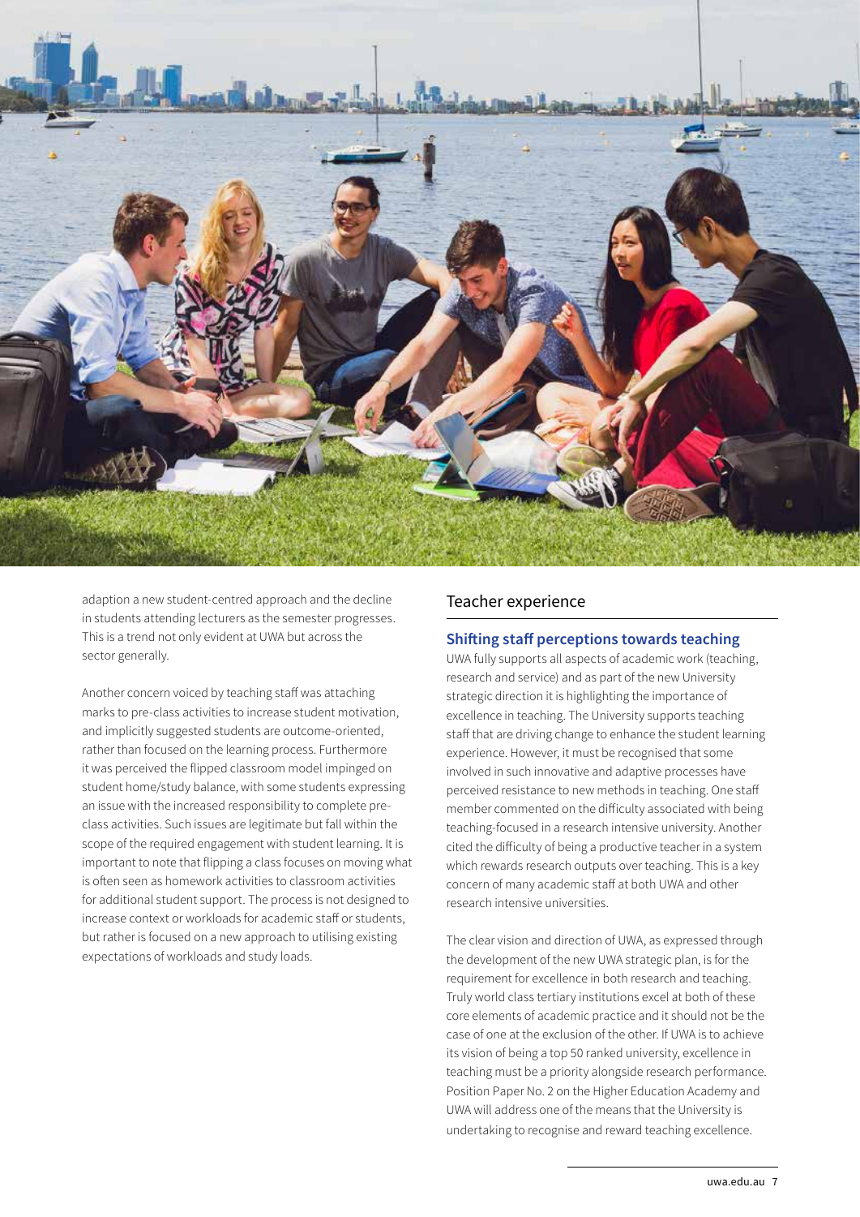adaption a new student-centred approach and the decline in students attending lecturers as the semester progresses. This is a trend not only evident at UWA but across the sector generally.

Another concern voiced by teaching staff was attaching marks to pre-class activities to increase student motivation, and implicitly suggested students are outcome-oriented, rather than focused on the learning process. Furthermore it was perceived the flipped classroom model impinged on student home/study balance, with some students expressing an issue with the increased responsibility to complete pre-class activities. Such issues are legitimate but fall within the scope of the required engagement with student learning. It is important to note that flipping a class focuses on moving what is often seen as homework activities to classroom activities for additional student support. The process is not designed to increase context or workloads for academic staff or students, but rather is focused on a new approach to utilising existing expectations of workloads and study loads.

## Teacher experience

### Shifting staff perceptions towards teaching

UWA fully supports all aspects of academic work (teaching, research and service) and as part of the new University strategic direction it is highlighting the importance of excellence in teaching. The University supports teaching staff that are driving change to enhance the student learning experience. However, it must be recognised that some involved in such innovative and adaptive processes have perceived resistance to new methods in teaching. One staff member commented on the difficulty associated with being teaching-focused in a research intensive university. Another cited the difficulty of being a productive teacher in a system which rewards research outputs over teaching. This is a key concern of many academic staff at both UWA and other research intensive universities.

The clear vision and direction of UWA, as expressed through the development of the new UWA strategic plan, is for the requirement for excellence in both research and teaching. Truly world class tertiary institutions excel at both of these core elements of academic practice and it should not be the case of one at the exclusion of the other. If UWA is to achieve its vision of being a top 50 ranked university, excellence in teaching must be a priority alongside research performance. Position Paper No. 2 on the Higher Education Academy and UWA will address one of the means that the University is undertaking to recognise and reward teaching excellence.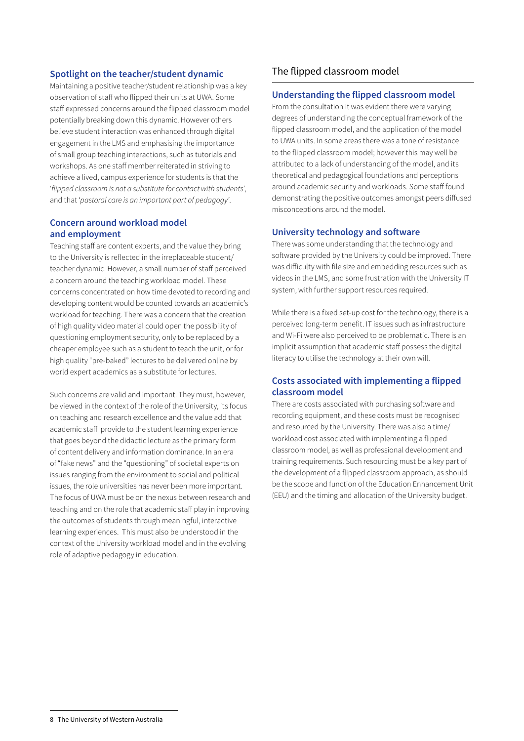### Spotlight on the teacher/student dynamic

Maintaining a positive teacher/student relationship was a key observation of staff who flipped their units at UWA. Some staff expressed concerns around the flipped classroom model potentially breaking down this dynamic. However others believe student interaction was enhanced through digital engagement in the LMS and emphasising the importance of small group teaching interactions, such as tutorials and workshops. As one staff member reiterated in striving to achieve a lived, campus experience for students is that the '*flipped classroom is not a substitute for contact with students*', and that '*pastoral care is an important part of pedagogy*'.

### Concern around workload model and employment

Teaching staff are content experts, and the value they bring to the University is reflected in the irreplaceable student/teacher dynamic. However, a small number of staff perceived a concern around the teaching workload model. These concerns concentrated on how time devoted to recording and developing content would be counted towards an academic's workload for teaching. There was a concern that the creation of high quality video material could open the possibility of questioning employment security, only to be replaced by a cheaper employee such as a student to teach the unit, or for high quality "pre-baked" lectures to be delivered online by world expert academics as a substitute for lectures.

Such concerns are valid and important. They must, however, be viewed in the context of the role of the University, its focus on teaching and research excellence and the value add that academic staff provide to the student learning experience that goes beyond the didactic lecture as the primary form of content delivery and information dominance. In an era of "fake news" and the "questioning" of societal experts on issues ranging from the environment to social and political issues, the role universities has never been more important. The focus of UWA must be on the nexus between research and teaching and on the role that academic staff play in improving the outcomes of students through meaningful, interactive learning experiences. This must also be understood in the context of the University workload model and in the evolving role of adaptive pedagogy in education.

## The flipped classroom model

### Understanding the flipped classroom model

From the consultation it was evident there were varying degrees of understanding the conceptual framework of the flipped classroom model, and the application of the model to UWA units. In some areas there was a tone of resistance to the flipped classroom model; however this may well be attributed to a lack of understanding of the model, and its theoretical and pedagogical foundations and perceptions around academic security and workloads. Some staff found demonstrating the positive outcomes amongst peers diffused misconceptions around the model.

### University technology and software

There was some understanding that the technology and software provided by the University could be improved. There was difficulty with file size and embedding resources such as videos in the LMS, and some frustration with the University IT system, with further support resources required.

While there is a fixed set-up cost for the technology, there is a perceived long-term benefit. IT issues such as infrastructure and Wi-Fi were also perceived to be problematic. There is an implicit assumption that academic staff possess the digital literacy to utilise the technology at their own will.

### Costs associated with implementing a flipped classroom model

There are costs associated with purchasing software and recording equipment, and these costs must be recognised and resourced by the University. There was also a time/workload cost associated with implementing a flipped classroom model, as well as professional development and training requirements. Such resourcing must be a key part of the development of a flipped classroom approach, as should be the scope and function of the Education Enhancement Unit (EEU) and the timing and allocation of the University budget.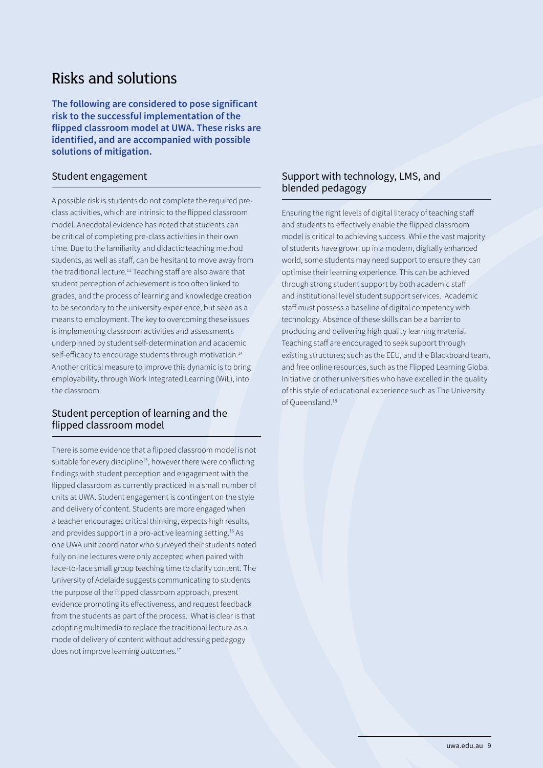# Risks and solutions

**The following are considered to pose significant risk to the successful implementation of the flipped classroom model at UWA. These risks are identified, and are accompanied with possible solutions of mitigation.**

## Student engagement

A possible risk is students do not complete the required pre-class activities, which are intrinsic to the flipped classroom model. Anecdotal evidence has noted that students can be critical of completing pre-class activities in their own time. Due to the familiarity and didactic teaching method students, as well as staff, can be hesitant to move away from the traditional lecture.[13] Teaching staff are also aware that student perception of achievement is too often linked to grades, and the process of learning and knowledge creation to be secondary to the university experience, but seen as a means to employment. The key to overcoming these issues is implementing classroom activities and assessments underpinned by student self-determination and academic self-efficacy to encourage students through motivation.[14] Another critical measure to improve this dynamic is to bring employability, through Work Integrated Learning (WiL), into the classroom.

## Student perception of learning and the flipped classroom model

There is some evidence that a flipped classroom model is not suitable for every discipline[15], however there were conflicting findings with student perception and engagement with the flipped classroom as currently practiced in a small number of units at UWA. Student engagement is contingent on the style and delivery of content. Students are more engaged when a teacher encourages critical thinking, expects high results, and provides support in a pro-active learning setting.[16] As one UWA unit coordinator who surveyed their students noted fully online lectures were only accepted when paired with face-to-face small group teaching time to clarify content. The University of Adelaide suggests communicating to students the purpose of the flipped classroom approach, present evidence promoting its effectiveness, and request feedback from the students as part of the process. What is clear is that adopting multimedia to replace the traditional lecture as a mode of delivery of content without addressing pedagogy does not improve learning outcomes.[17]

## Support with technology, LMS, and blended pedagogy

Ensuring the right levels of digital literacy of teaching staff and students to effectively enable the flipped classroom model is critical to achieving success. While the vast majority of students have grown up in a modern, digitally enhanced world, some students may need support to ensure they can optimise their learning experience. This can be achieved through strong student support by both academic staff and institutional level student support services. Academic staff must possess a baseline of digital competency with technology. Absence of these skills can be a barrier to producing and delivering high quality learning material. Teaching staff are encouraged to seek support through existing structures; such as the EEU, and the Blackboard team, and free online resources, such as the Flipped Learning Global Initiative or other universities who have excelled in the quality of this style of educational experience such as The University of Queensland.[18]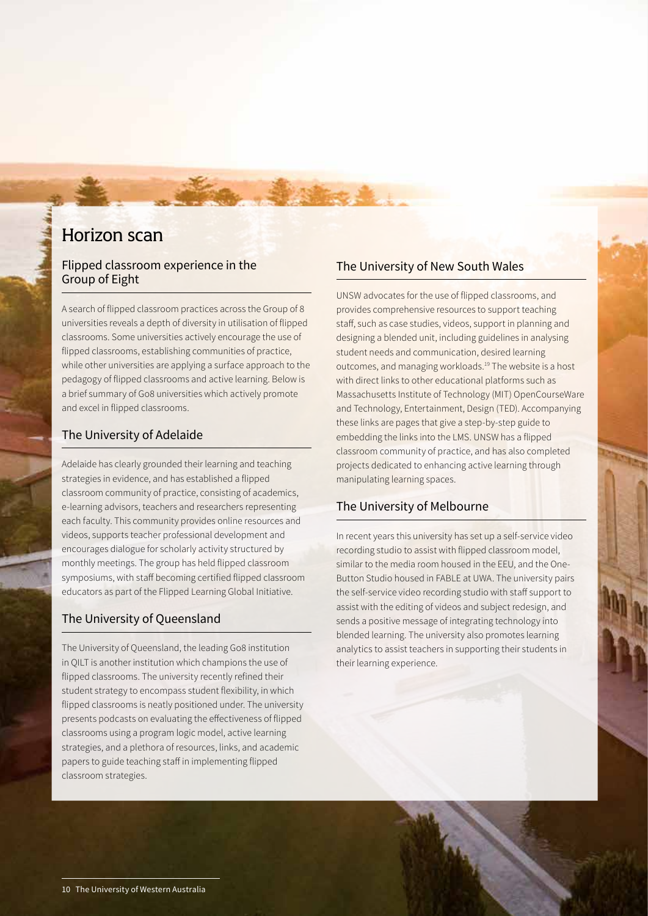# Horizon scan

## Flipped classroom experience in the Group of Eight

A search of flipped classroom practices across the Group of 8 universities reveals a depth of diversity in utilisation of flipped classrooms. Some universities actively encourage the use of flipped classrooms, establishing communities of practice, while other universities are applying a surface approach to the pedagogy of flipped classrooms and active learning. Below is a brief summary of Go8 universities which actively promote and excel in flipped classrooms.

## The University of Adelaide

Adelaide has clearly grounded their learning and teaching strategies in evidence, and has established a flipped classroom community of practice, consisting of academics, e-learning advisors, teachers and researchers representing each faculty. This community provides online resources and videos, supports teacher professional development and encourages dialogue for scholarly activity structured by monthly meetings. The group has held flipped classroom symposiums, with staff becoming certified flipped classroom educators as part of the Flipped Learning Global Initiative.

## The University of Queensland

The University of Queensland, the leading Go8 institution in QILT is another institution which champions the use of flipped classrooms. The university recently refined their student strategy to encompass student flexibility, in which flipped classrooms is neatly positioned under. The university presents podcasts on evaluating the effectiveness of flipped classrooms using a program logic model, active learning strategies, and a plethora of resources, links, and academic papers to guide teaching staff in implementing flipped classroom strategies.

## The University of New South Wales

UNSW advocates for the use of flipped classrooms, and provides comprehensive resources to support teaching staff, such as case studies, videos, support in planning and designing a blended unit, including guidelines in analysing student needs and communication, desired learning outcomes, and managing workloads.[19] The website is a host with direct links to other educational platforms such as Massachusetts Institute of Technology (MIT) OpenCourseWare and Technology, Entertainment, Design (TED). Accompanying these links are pages that give a step-by-step guide to embedding the links into the LMS. UNSW has a flipped classroom community of practice, and has also completed projects dedicated to enhancing active learning through manipulating learning spaces.

## The University of Melbourne

In recent years this university has set up a self-service video recording studio to assist with flipped classroom model, similar to the media room housed in the EEU, and the One-Button Studio housed in FABLE at UWA. The university pairs the self-service video recording studio with staff support to assist with the editing of videos and subject redesign, and sends a positive message of integrating technology into blended learning. The university also promotes learning analytics to assist teachers in supporting their students in their learning experience.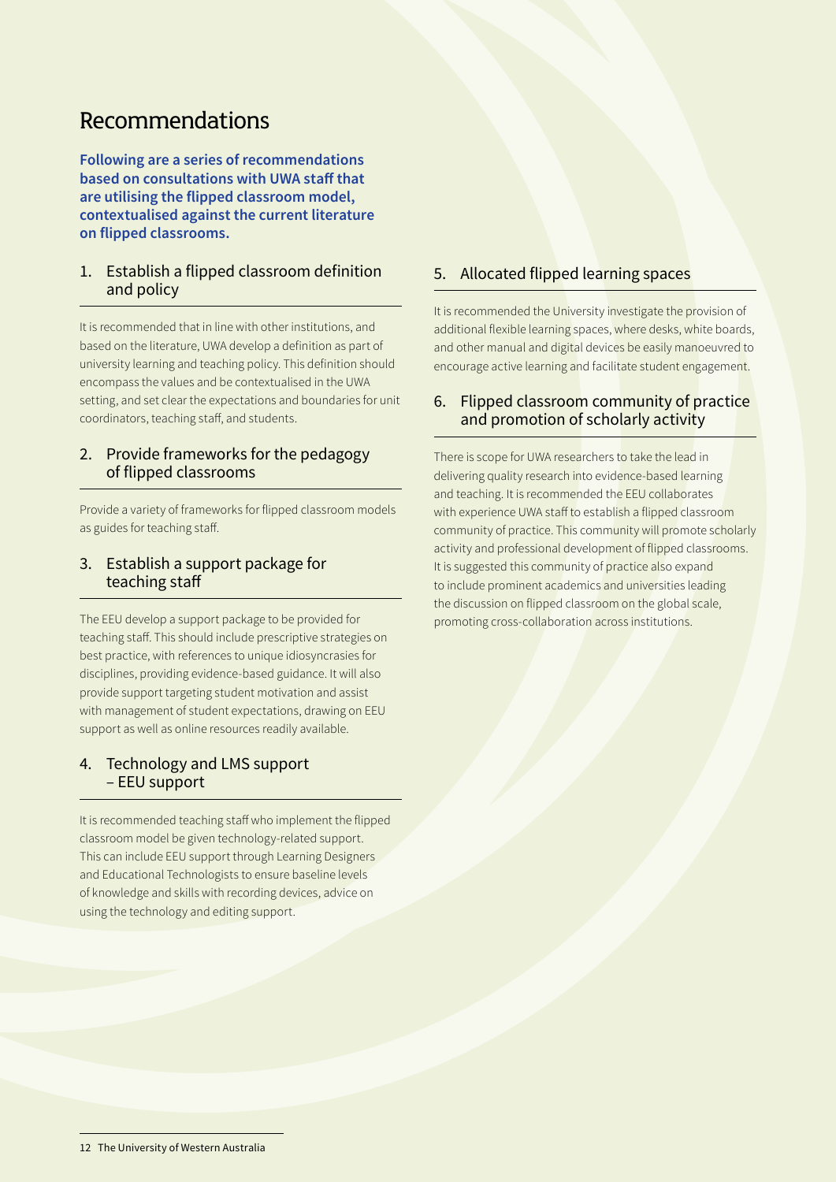# Recommendations

**Following are a series of recommendations based on consultations with UWA staff that are utilising the flipped classroom model, contextualised against the current literature on flipped classrooms.**

## 1. Establish a flipped classroom definition and policy

It is recommended that in line with other institutions, and based on the literature, UWA develop a definition as part of university learning and teaching policy. This definition should encompass the values and be contextualised in the UWA setting, and set clear the expectations and boundaries for unit coordinators, teaching staff, and students.

## 2. Provide frameworks for the pedagogy of flipped classrooms

Provide a variety of frameworks for flipped classroom models as guides for teaching staff.

## 3. Establish a support package for teaching staff

The EEU develop a support package to be provided for teaching staff. This should include prescriptive strategies on best practice, with references to unique idiosyncrasies for disciplines, providing evidence-based guidance. It will also provide support targeting student motivation and assist with management of student expectations, drawing on EEU support as well as online resources readily available.

## 4. Technology and LMS support – EEU support

It is recommended teaching staff who implement the flipped classroom model be given technology-related support. This can include EEU support through Learning Designers and Educational Technologists to ensure baseline levels of knowledge and skills with recording devices, advice on using the technology and editing support.

## 5. Allocated flipped learning spaces

It is recommended the University investigate the provision of additional flexible learning spaces, where desks, white boards, and other manual and digital devices be easily manoeuvred to encourage active learning and facilitate student engagement.

## 6. Flipped classroom community of practice and promotion of scholarly activity

There is scope for UWA researchers to take the lead in delivering quality research into evidence-based learning and teaching. It is recommended the EEU collaborates with experience UWA staff to establish a flipped classroom community of practice. This community will promote scholarly activity and professional development of flipped classrooms. It is suggested this community of practice also expand to include prominent academics and universities leading the discussion on flipped classroom on the global scale, promoting cross-collaboration across institutions.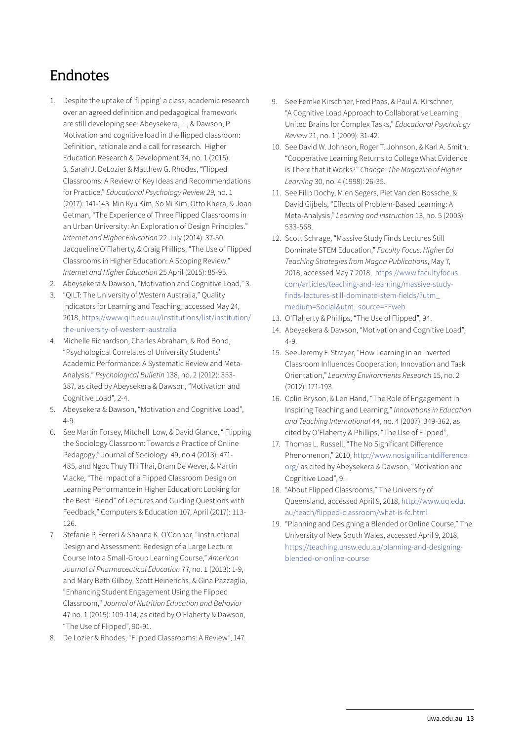# Endnotes

1. Despite the uptake of 'flipping' a class, academic research over an agreed definition and pedagogical framework are still developing see: Abeysekera, L., & Dawson, P. Motivation and cognitive load in the flipped classroom: Definition, rationale and a call for research. Higher Education Research & Development 34, no. 1 (2015): 3, Sarah J. DeLozier & Matthew G. Rhodes, "Flipped Classrooms: A Review of Key Ideas and Recommendations for Practice," *Educational Psychology Review 29*, no. 1 (2017): 141-143. Min Kyu Kim, So Mi Kim, Otto Khera, & Joan Getman, "The Experience of Three Flipped Classrooms in an Urban University: An Exploration of Design Principles." *Internet and Higher Education* 22 July (2014): 37-50. Jacqueline O'Flaherty, & Craig Phillips, "The Use of Flipped Classrooms in Higher Education: A Scoping Review." *Internet and Higher Education* 25 April (2015): 85-95.
2. Abeysekera & Dawson, "Motivation and Cognitive Load," 3.
3. "QILT: The University of Western Australia," Quality Indicators for Learning and Teaching, accessed May 24, 2018, https://www.qilt.edu.au/institutions/list/institution/the-university-of-western-australia
4. Michelle Richardson, Charles Abraham, & Rod Bond, "Psychological Correlates of University Students' Academic Performance: A Systematic Review and Meta-Analysis." *Psychological Bulletin* 138, no. 2 (2012): 353-387, as cited by Abeysekera & Dawson, "Motivation and Cognitive Load", 2-4.
5. Abeysekera & Dawson, "Motivation and Cognitive Load", 4-9.
6. See Martin Forsey, Mitchell Low, & David Glance, " Flipping the Sociology Classroom: Towards a Practice of Online Pedagogy," Journal of Sociology 49, no 4 (2013): 471-485, and Ngoc Thuy Thi Thai, Bram De Wever, & Martin Vlacke, "The Impact of a Flipped Classroom Design on Learning Performance in Higher Education: Looking for the Best "Blend" of Lectures and Guiding Questions with Feedback," Computers & Education 107, April (2017): 113-126.
7. Stefanie P. Ferreri & Shanna K. O'Connor, "Instructional Design and Assessment: Redesign of a Large Lecture Course Into a Small-Group Learning Course," *American Journal of Pharmaceutical Education* 77, no. 1 (2013): 1-9, and Mary Beth Gilboy, Scott Heinerichs, & Gina Pazzaglia, "Enhancing Student Engagement Using the Flipped Classroom," *Journal of Nutrition Education and Behavior* 47 no. 1 (2015): 109-114, as cited by O'Flaherty & Dawson, "The Use of Flipped", 90-91.
8. De Lozier & Rhodes, "Flipped Classrooms: A Review", 147.
9. See Femke Kirschner, Fred Paas, & Paul A. Kirschner, "A Cognitive Load Approach to Collaborative Learning: United Brains for Complex Tasks," *Educational Psychology Review* 21, no. 1 (2009): 31-42.
10. See David W. Johnson, Roger T. Johnson, & Karl A. Smith. "Cooperative Learning Returns to College What Evidence is There that it Works?" *Change: The Magazine of Higher Learning* 30, no. 4 (1998): 26-35.
11. See Filip Dochy, Mien Segers, Piet Van den Bossche, & David Gijbels, "Effects of Problem-Based Learning: A Meta-Analysis," *Learning and Instruction* 13, no. 5 (2003): 533-568.
12. Scott Schrage, "Massive Study Finds Lectures Still Dominate STEM Education," *Faculty Focus: Higher Ed Teaching Strategies from Magna Publications*, May 7, 2018, accessed May 7 2018, https://www.facultyfocus.com/articles/teaching-and-learning/massive-study-finds-lectures-still-dominate-stem-fields/?utm_medium=Social&utm_source=FFweb
13. O'Flaherty & Phillips, "The Use of Flipped", 94.
14. Abeysekera & Dawson, "Motivation and Cognitive Load", 4-9.
15. See Jeremy F. Strayer, "How Learning in an Inverted Classroom Influences Cooperation, Innovation and Task Orientation," *Learning Environments Research* 15, no. 2 (2012): 171-193.
16. Colin Bryson, & Len Hand, "The Role of Engagement in Inspiring Teaching and Learning," *Innovations in Education and Teaching International* 44, no. 4 (2007): 349-362, as cited by O'Flaherty & Phillips, "The Use of Flipped",
17. Thomas L. Russell, "The No Significant Difference Phenomenon," 2010, http://www.nosignificantdifference.org/ as cited by Abeysekera & Dawson, "Motivation and Cognitive Load", 9.
18. "About Flipped Classrooms," The University of Queensland, accessed April 9, 2018, http://www.uq.edu.au/teach/flipped-classroom/what-is-fc.html
19. "Planning and Designing a Blended or Online Course," The University of New South Wales, accessed April 9, 2018, https://teaching.unsw.edu.au/planning-and-designing-blended-or-online-course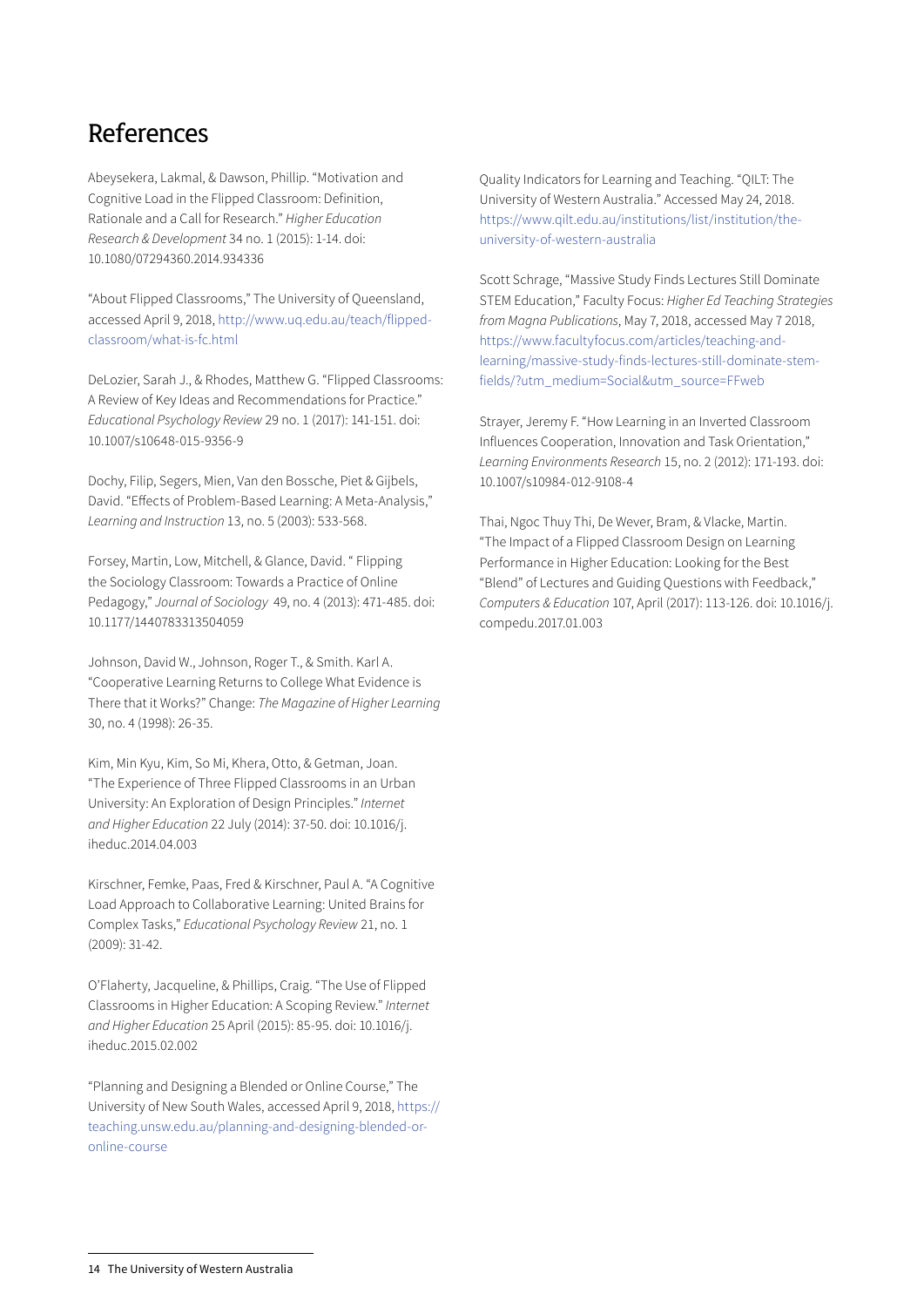# References

Abeysekera, Lakmal, & Dawson, Phillip. "Motivation and Cognitive Load in the Flipped Classroom: Definition, Rationale and a Call for Research." *Higher Education Research & Development* 34 no. 1 (2015): 1-14. doi: 10.1080/07294360.2014.934336

"About Flipped Classrooms," The University of Queensland, accessed April 9, 2018, http://www.uq.edu.au/teach/flipped-classroom/what-is-fc.html

DeLozier, Sarah J., & Rhodes, Matthew G. "Flipped Classrooms: A Review of Key Ideas and Recommendations for Practice." *Educational Psychology Review* 29 no. 1 (2017): 141-151. doi: 10.1007/s10648-015-9356-9

Dochy, Filip, Segers, Mien, Van den Bossche, Piet & Gijbels, David. "Effects of Problem-Based Learning: A Meta-Analysis," *Learning and Instruction* 13, no. 5 (2003): 533-568.

Forsey, Martin, Low, Mitchell, & Glance, David. " Flipping the Sociology Classroom: Towards a Practice of Online Pedagogy," *Journal of Sociology* 49, no. 4 (2013): 471-485. doi: 10.1177/1440783313504059

Johnson, David W., Johnson, Roger T., & Smith. Karl A. "Cooperative Learning Returns to College What Evidence is There that it Works?" Change: *The Magazine of Higher Learning* 30, no. 4 (1998): 26-35.

Kim, Min Kyu, Kim, So Mi, Khera, Otto, & Getman, Joan. "The Experience of Three Flipped Classrooms in an Urban University: An Exploration of Design Principles." *Internet and Higher Education* 22 July (2014): 37-50. doi: 10.1016/j.iheduc.2014.04.003

Kirschner, Femke, Paas, Fred & Kirschner, Paul A. "A Cognitive Load Approach to Collaborative Learning: United Brains for Complex Tasks," *Educational Psychology Review* 21, no. 1 (2009): 31-42.

O'Flaherty, Jacqueline, & Phillips, Craig. "The Use of Flipped Classrooms in Higher Education: A Scoping Review." *Internet and Higher Education* 25 April (2015): 85-95. doi: 10.1016/j.iheduc.2015.02.002

"Planning and Designing a Blended or Online Course," The University of New South Wales, accessed April 9, 2018, https://teaching.unsw.edu.au/planning-and-designing-blended-or-online-course

Quality Indicators for Learning and Teaching. "QILT: The University of Western Australia." Accessed May 24, 2018. https://www.qilt.edu.au/institutions/list/institution/the-university-of-western-australia

Scott Schrage, "Massive Study Finds Lectures Still Dominate STEM Education," Faculty Focus: *Higher Ed Teaching Strategies from Magna Publications*, May 7, 2018, accessed May 7 2018, https://www.facultyfocus.com/articles/teaching-and-learning/massive-study-finds-lectures-still-dominate-stem-fields/?utm_medium=Social&utm_source=FFweb

Strayer, Jeremy F. "How Learning in an Inverted Classroom Influences Cooperation, Innovation and Task Orientation," *Learning Environments Research* 15, no. 2 (2012): 171-193. doi: 10.1007/s10984-012-9108-4

Thai, Ngoc Thuy Thi, De Wever, Bram, & Vlacke, Martin. "The Impact of a Flipped Classroom Design on Learning Performance in Higher Education: Looking for the Best "Blend" of Lectures and Guiding Questions with Feedback," *Computers & Education* 107, April (2017): 113-126. doi: 10.1016/j.compedu.2017.01.003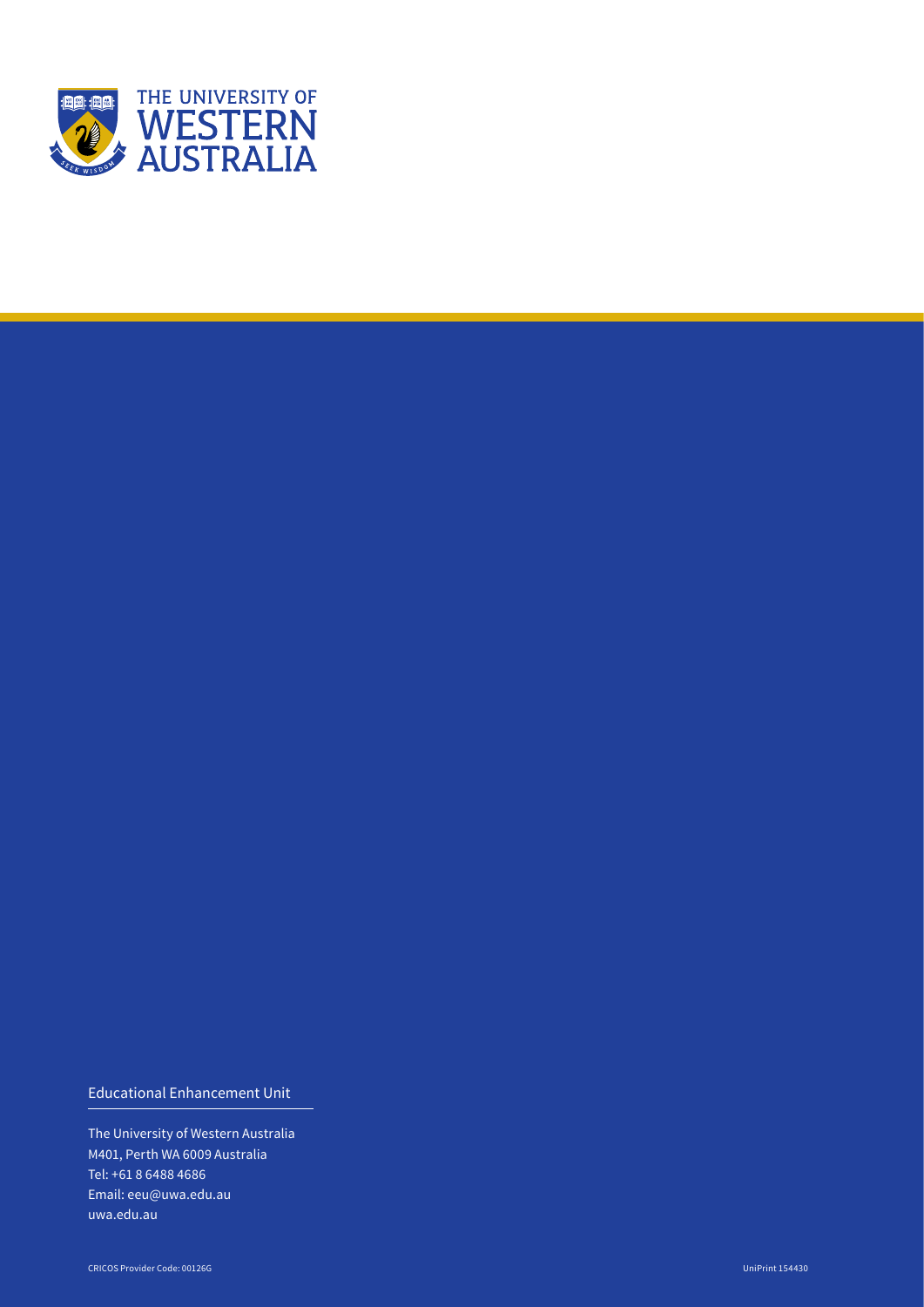THE UNIVERSITY OF WESTERN AUSTRALIA

Educational Enhancement Unit

The University of Western Australia
M401, Perth WA 6009 Australia
Tel: +61 8 6488 4686
Email: eeu@uwa.edu.au
uwa.edu.au

CRICOS Provider Code: 00126G

UniPrint 154430